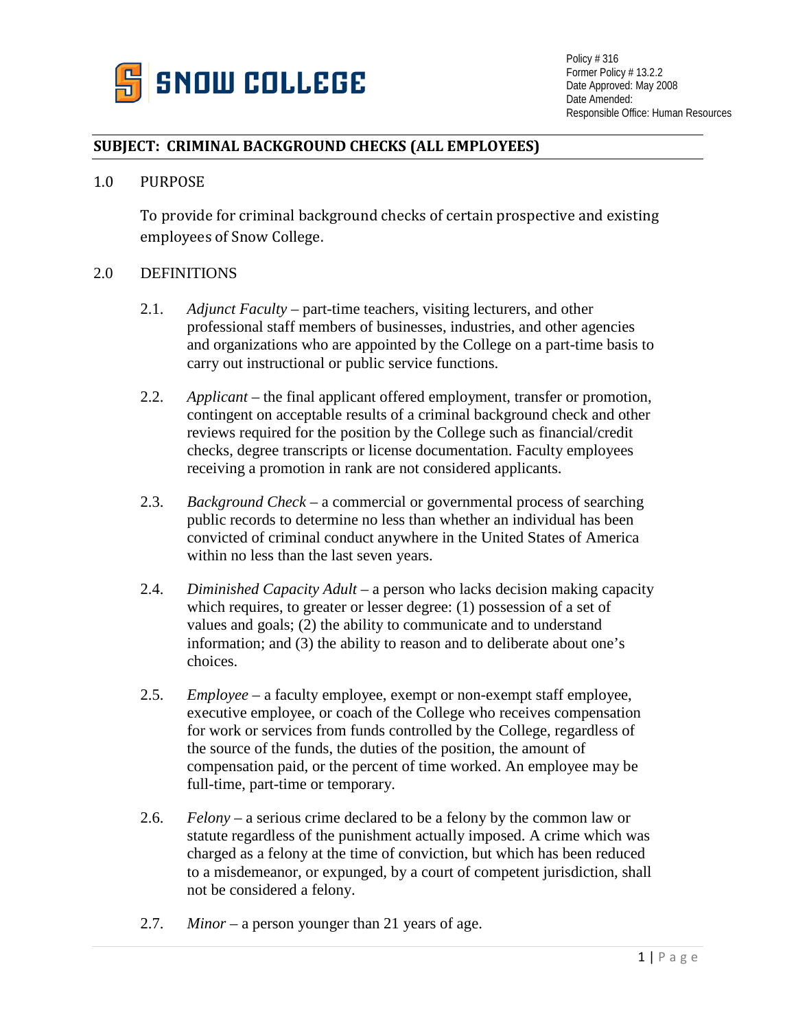SNOW COLLEGE

Policy # 316
Former Policy # 13.2.2
Date Approved: May 2008
Date Amended:
Responsible Office: Human Resources

## SUBJECT: CRIMINAL BACKGROUND CHECKS (ALL EMPLOYEES)

### 1.0 PURPOSE

To provide for criminal background checks of certain prospective and existing employees of Snow College.

### 2.0 DEFINITIONS

2.1. *Adjunct Faculty* – part-time teachers, visiting lecturers, and other professional staff members of businesses, industries, and other agencies and organizations who are appointed by the College on a part-time basis to carry out instructional or public service functions.

2.2. *Applicant* – the final applicant offered employment, transfer or promotion, contingent on acceptable results of a criminal background check and other reviews required for the position by the College such as financial/credit checks, degree transcripts or license documentation. Faculty employees receiving a promotion in rank are not considered applicants.

2.3. *Background Check* – a commercial or governmental process of searching public records to determine no less than whether an individual has been convicted of criminal conduct anywhere in the United States of America within no less than the last seven years.

2.4. *Diminished Capacity Adult* – a person who lacks decision making capacity which requires, to greater or lesser degree: (1) possession of a set of values and goals; (2) the ability to communicate and to understand information; and (3) the ability to reason and to deliberate about one's choices.

2.5. *Employee* – a faculty employee, exempt or non-exempt staff employee, executive employee, or coach of the College who receives compensation for work or services from funds controlled by the College, regardless of the source of the funds, the duties of the position, the amount of compensation paid, or the percent of time worked. An employee may be full-time, part-time or temporary.

2.6. *Felony* – a serious crime declared to be a felony by the common law or statute regardless of the punishment actually imposed. A crime which was charged as a felony at the time of conviction, but which has been reduced to a misdemeanor, or expunged, by a court of competent jurisdiction, shall not be considered a felony.

2.7. *Minor* – a person younger than 21 years of age.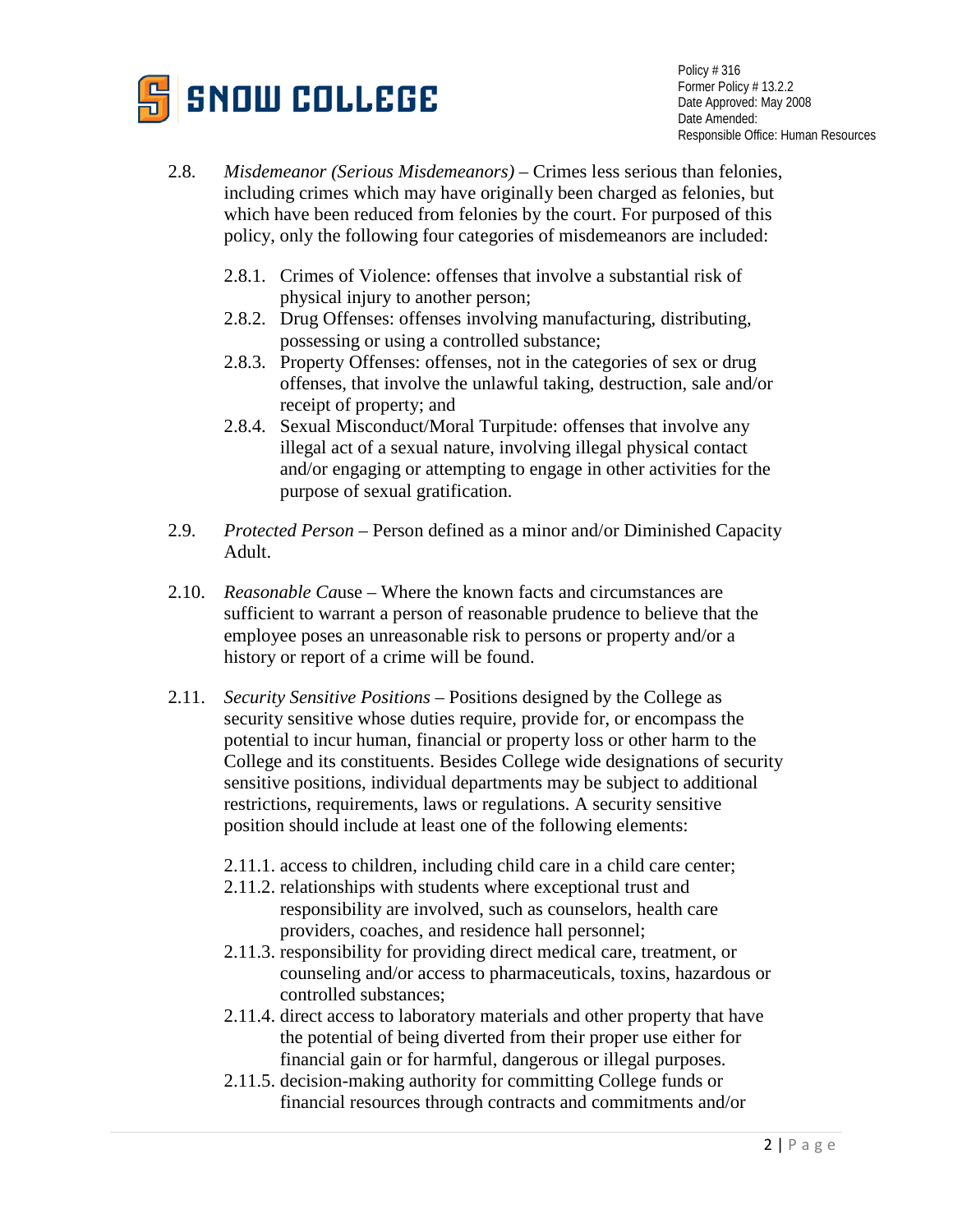2.8. *Misdemeanor (Serious Misdemeanors)* – Crimes less serious than felonies, including crimes which may have originally been charged as felonies, but which have been reduced from felonies by the court. For purposed of this policy, only the following four categories of misdemeanors are included:

   2.8.1. Crimes of Violence: offenses that involve a substantial risk of physical injury to another person;
   2.8.2. Drug Offenses: offenses involving manufacturing, distributing, possessing or using a controlled substance;
   2.8.3. Property Offenses: offenses, not in the categories of sex or drug offenses, that involve the unlawful taking, destruction, sale and/or receipt of property; and
   2.8.4. Sexual Misconduct/Moral Turpitude: offenses that involve any illegal act of a sexual nature, involving illegal physical contact and/or engaging or attempting to engage in other activities for the purpose of sexual gratification.

2.9. *Protected Person* – Person defined as a minor and/or Diminished Capacity Adult.

2.10. *Reasonable Ca*use – Where the known facts and circumstances are sufficient to warrant a person of reasonable prudence to believe that the employee poses an unreasonable risk to persons or property and/or a history or report of a crime will be found.

2.11. *Security Sensitive Positions* – Positions designed by the College as security sensitive whose duties require, provide for, or encompass the potential to incur human, financial or property loss or other harm to the College and its constituents. Besides College wide designations of security sensitive positions, individual departments may be subject to additional restrictions, requirements, laws or regulations. A security sensitive position should include at least one of the following elements:

   2.11.1. access to children, including child care in a child care center;
   2.11.2. relationships with students where exceptional trust and responsibility are involved, such as counselors, health care providers, coaches, and residence hall personnel;
   2.11.3. responsibility for providing direct medical care, treatment, or counseling and/or access to pharmaceuticals, toxins, hazardous or controlled substances;
   2.11.4. direct access to laboratory materials and other property that have the potential of being diverted from their proper use either for financial gain or for harmful, dangerous or illegal purposes.
   2.11.5. decision-making authority for committing College funds or financial resources through contracts and commitments and/or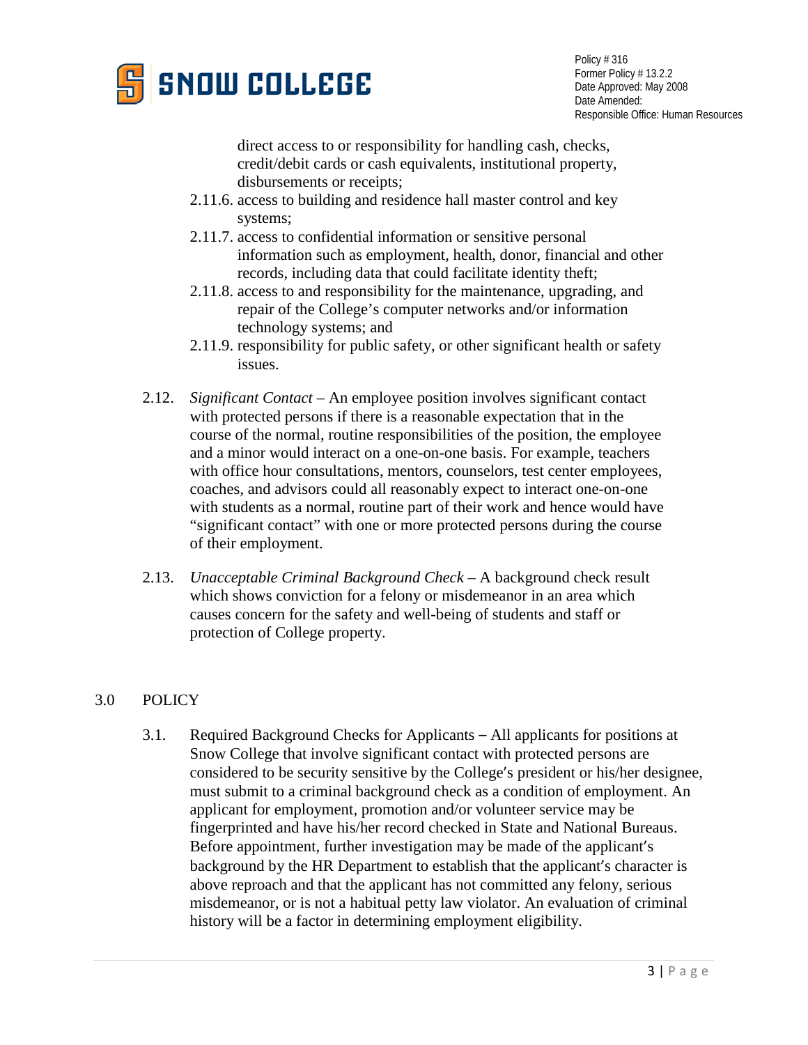direct access to or responsibility for handling cash, checks, credit/debit cards or cash equivalents, institutional property, disbursements or receipts;

2.11.6. access to building and residence hall master control and key systems;

2.11.7. access to confidential information or sensitive personal information such as employment, health, donor, financial and other records, including data that could facilitate identity theft;

2.11.8. access to and responsibility for the maintenance, upgrading, and repair of the College's computer networks and/or information technology systems; and

2.11.9. responsibility for public safety, or other significant health or safety issues.

2.12. *Significant Contact* – An employee position involves significant contact with protected persons if there is a reasonable expectation that in the course of the normal, routine responsibilities of the position, the employee and a minor would interact on a one-on-one basis. For example, teachers with office hour consultations, mentors, counselors, test center employees, coaches, and advisors could all reasonably expect to interact one-on-one with students as a normal, routine part of their work and hence would have "significant contact" with one or more protected persons during the course of their employment.

2.13. *Unacceptable Criminal Background Check* – A background check result which shows conviction for a felony or misdemeanor in an area which causes concern for the safety and well-being of students and staff or protection of College property.

## 3.0 POLICY

3.1. Required Background Checks for Applicants – All applicants for positions at Snow College that involve significant contact with protected persons are considered to be security sensitive by the College's president or his/her designee, must submit to a criminal background check as a condition of employment. An applicant for employment, promotion and/or volunteer service may be fingerprinted and have his/her record checked in State and National Bureaus. Before appointment, further investigation may be made of the applicant's background by the HR Department to establish that the applicant's character is above reproach and that the applicant has not committed any felony, serious misdemeanor, or is not a habitual petty law violator. An evaluation of criminal history will be a factor in determining employment eligibility.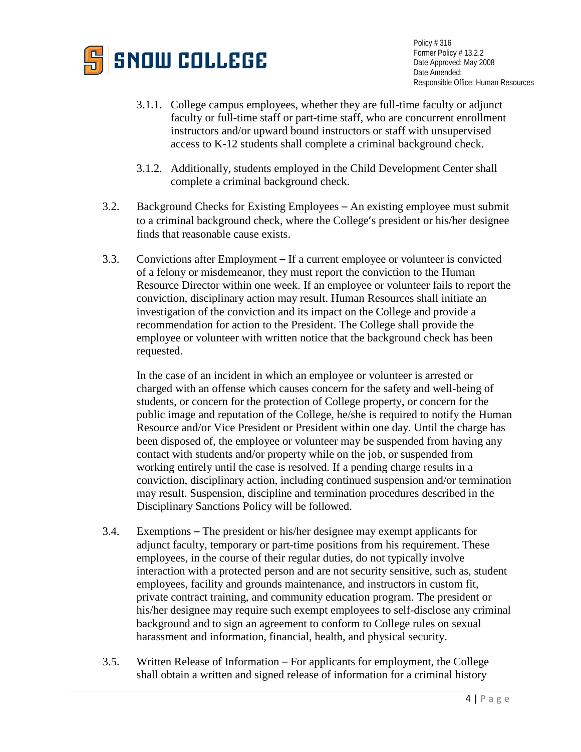3.1.1. College campus employees, whether they are full-time faculty or adjunct faculty or full-time staff or part-time staff, who are concurrent enrollment instructors and/or upward bound instructors or staff with unsupervised access to K-12 students shall complete a criminal background check.

3.1.2. Additionally, students employed in the Child Development Center shall complete a criminal background check.

3.2. Background Checks for Existing Employees – An existing employee must submit to a criminal background check, where the College's president or his/her designee finds that reasonable cause exists.

3.3. Convictions after Employment – If a current employee or volunteer is convicted of a felony or misdemeanor, they must report the conviction to the Human Resource Director within one week. If an employee or volunteer fails to report the conviction, disciplinary action may result. Human Resources shall initiate an investigation of the conviction and its impact on the College and provide a recommendation for action to the President. The College shall provide the employee or volunteer with written notice that the background check has been requested.

In the case of an incident in which an employee or volunteer is arrested or charged with an offense which causes concern for the safety and well-being of students, or concern for the protection of College property, or concern for the public image and reputation of the College, he/she is required to notify the Human Resource and/or Vice President or President within one day. Until the charge has been disposed of, the employee or volunteer may be suspended from having any contact with students and/or property while on the job, or suspended from working entirely until the case is resolved. If a pending charge results in a conviction, disciplinary action, including continued suspension and/or termination may result. Suspension, discipline and termination procedures described in the Disciplinary Sanctions Policy will be followed.

3.4. Exemptions – The president or his/her designee may exempt applicants for adjunct faculty, temporary or part-time positions from his requirement. These employees, in the course of their regular duties, do not typically involve interaction with a protected person and are not security sensitive, such as, student employees, facility and grounds maintenance, and instructors in custom fit, private contract training, and community education program. The president or his/her designee may require such exempt employees to self-disclose any criminal background and to sign an agreement to conform to College rules on sexual harassment and information, financial, health, and physical security.

3.5. Written Release of Information – For applicants for employment, the College shall obtain a written and signed release of information for a criminal history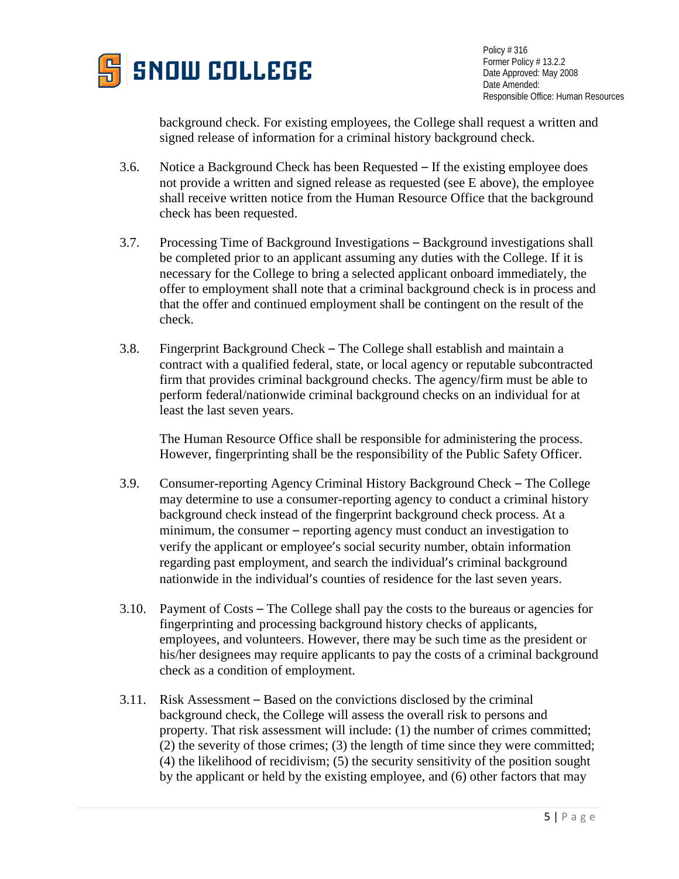background check. For existing employees, the College shall request a written and signed release of information for a criminal history background check.

3.6. Notice a Background Check has been Requested – If the existing employee does not provide a written and signed release as requested (see E above), the employee shall receive written notice from the Human Resource Office that the background check has been requested.

3.7. Processing Time of Background Investigations – Background investigations shall be completed prior to an applicant assuming any duties with the College. If it is necessary for the College to bring a selected applicant onboard immediately, the offer to employment shall note that a criminal background check is in process and that the offer and continued employment shall be contingent on the result of the check.

3.8. Fingerprint Background Check – The College shall establish and maintain a contract with a qualified federal, state, or local agency or reputable subcontracted firm that provides criminal background checks. The agency/firm must be able to perform federal/nationwide criminal background checks on an individual for at least the last seven years.

The Human Resource Office shall be responsible for administering the process. However, fingerprinting shall be the responsibility of the Public Safety Officer.

3.9. Consumer-reporting Agency Criminal History Background Check – The College may determine to use a consumer-reporting agency to conduct a criminal history background check instead of the fingerprint background check process. At a minimum, the consumer – reporting agency must conduct an investigation to verify the applicant or employee's social security number, obtain information regarding past employment, and search the individual's criminal background nationwide in the individual's counties of residence for the last seven years.

3.10. Payment of Costs – The College shall pay the costs to the bureaus or agencies for fingerprinting and processing background history checks of applicants, employees, and volunteers. However, there may be such time as the president or his/her designees may require applicants to pay the costs of a criminal background check as a condition of employment.

3.11. Risk Assessment – Based on the convictions disclosed by the criminal background check, the College will assess the overall risk to persons and property. That risk assessment will include: (1) the number of crimes committed; (2) the severity of those crimes; (3) the length of time since they were committed; (4) the likelihood of recidivism; (5) the security sensitivity of the position sought by the applicant or held by the existing employee, and (6) other factors that may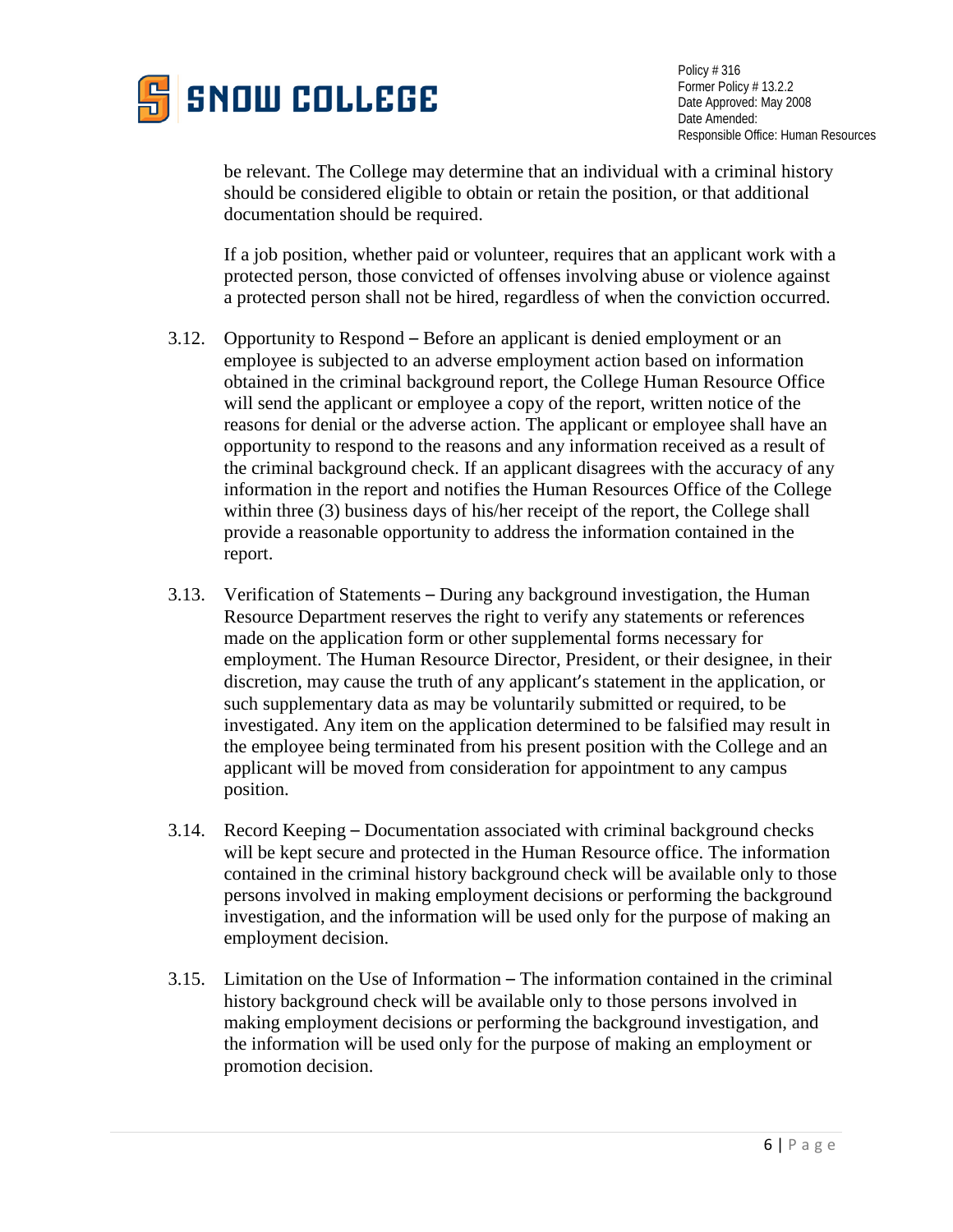be relevant. The College may determine that an individual with a criminal history should be considered eligible to obtain or retain the position, or that additional documentation should be required.

If a job position, whether paid or volunteer, requires that an applicant work with a protected person, those convicted of offenses involving abuse or violence against a protected person shall not be hired, regardless of when the conviction occurred.

3.12. Opportunity to Respond – Before an applicant is denied employment or an employee is subjected to an adverse employment action based on information obtained in the criminal background report, the College Human Resource Office will send the applicant or employee a copy of the report, written notice of the reasons for denial or the adverse action. The applicant or employee shall have an opportunity to respond to the reasons and any information received as a result of the criminal background check. If an applicant disagrees with the accuracy of any information in the report and notifies the Human Resources Office of the College within three (3) business days of his/her receipt of the report, the College shall provide a reasonable opportunity to address the information contained in the report.

3.13. Verification of Statements – During any background investigation, the Human Resource Department reserves the right to verify any statements or references made on the application form or other supplemental forms necessary for employment. The Human Resource Director, President, or their designee, in their discretion, may cause the truth of any applicant's statement in the application, or such supplementary data as may be voluntarily submitted or required, to be investigated. Any item on the application determined to be falsified may result in the employee being terminated from his present position with the College and an applicant will be moved from consideration for appointment to any campus position.

3.14. Record Keeping – Documentation associated with criminal background checks will be kept secure and protected in the Human Resource office. The information contained in the criminal history background check will be available only to those persons involved in making employment decisions or performing the background investigation, and the information will be used only for the purpose of making an employment decision.

3.15. Limitation on the Use of Information – The information contained in the criminal history background check will be available only to those persons involved in making employment decisions or performing the background investigation, and the information will be used only for the purpose of making an employment or promotion decision.